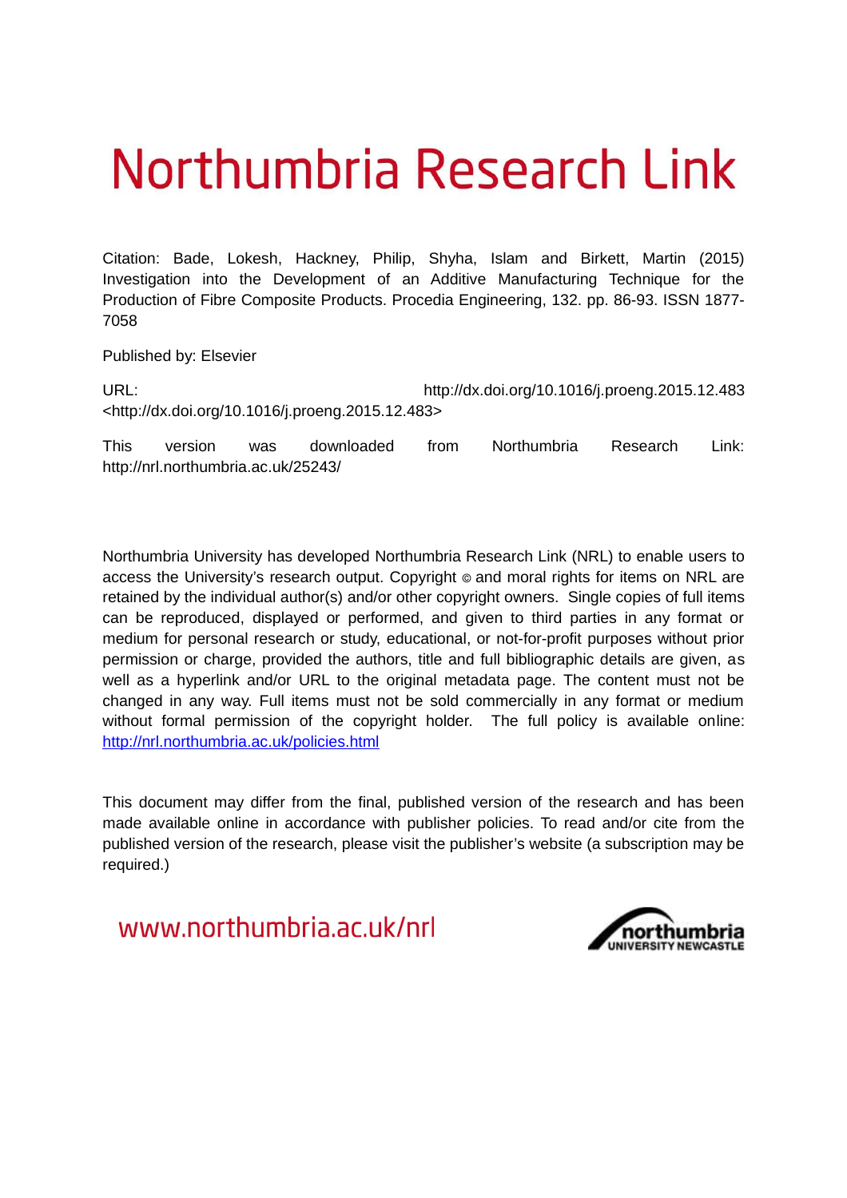# Northumbria Research Link

Citation: Bade, Lokesh, Hackney, Philip, Shyha, Islam and Birkett, Martin (2015) Investigation into the Development of an Additive Manufacturing Technique for the Production of Fibre Composite Products. Procedia Engineering, 132. pp. 86-93. ISSN 1877-7058

Published by: Elsevier

URL: http://dx.doi.org/10.1016/j.proeng.2015.12.483 <http://dx.doi.org/10.1016/j.proeng.2015.12.483>

This version was downloaded from Northumbria Research Link: http://nrl.northumbria.ac.uk/25243/

Northumbria University has developed Northumbria Research Link (NRL) to enable users to access the University's research output. Copyright © and moral rights for items on NRL are retained by the individual author(s) and/or other copyright owners. Single copies of full items can be reproduced, displayed or performed, and given to third parties in any format or medium for personal research or study, educational, or not-for-profit purposes without prior permission or charge, provided the authors, title and full bibliographic details are given, as well as a hyperlink and/or URL to the original metadata page. The content must not be changed in any way. Full items must not be sold commercially in any format or medium without formal permission of the copyright holder. The full policy is available online: http://nrl.northumbria.ac.uk/policies.html

This document may differ from the final, published version of the research and has been made available online in accordance with publisher policies. To read and/or cite from the published version of the research, please visit the publisher's website (a subscription may be required.)

www.northumbria.ac.uk/nrl

northumbria UNIVERSITY NEWCASTLE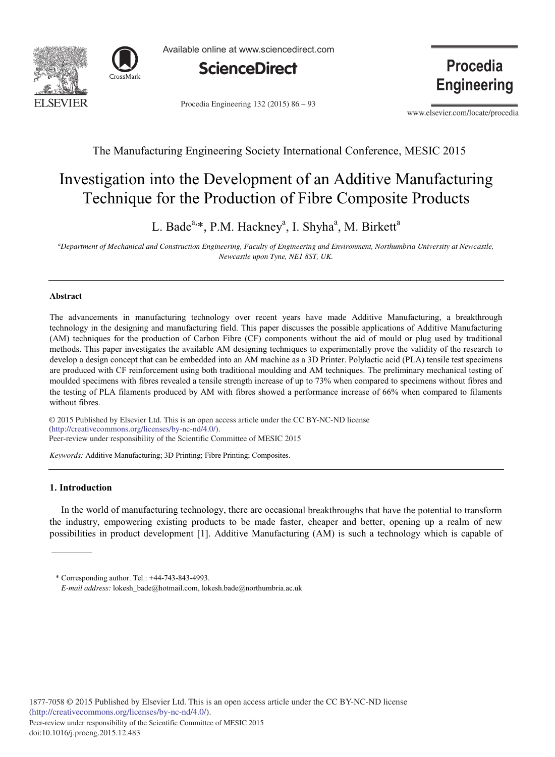The Manufacturing Engineering Society International Conference, MESIC 2015

# Investigation into the Development of an Additive Manufacturing Technique for the Production of Fibre Composite Products

L. Bade[a,]*, P.M. Hackney[a], I. Shyha[a], M. Birkett[a]

*[a]Department of Mechanical and Construction Engineering, Faculty of Engineering and Environment, Northumbria University at Newcastle, Newcastle upon Tyne, NE1 8ST, UK.*

---

### Abstract

The advancements in manufacturing technology over recent years have made Additive Manufacturing, a breakthrough technology in the designing and manufacturing field. This paper discusses the possible applications of Additive Manufacturing (AM) techniques for the production of Carbon Fibre (CF) components without the aid of mould or plug used by traditional methods. This paper investigates the available AM designing techniques to experimentally prove the validity of the research to develop a design concept that can be embedded into an AM machine as a 3D Printer. Polylactic acid (PLA) tensile test specimens are produced with CF reinforcement using both traditional moulding and AM techniques. The preliminary mechanical testing of moulded specimens with fibres revealed a tensile strength increase of up to 73% when compared to specimens without fibres and the testing of PLA filaments produced by AM with fibres showed a performance increase of 66% when compared to filaments without fibres.

© 2015 Published by Elsevier Ltd. This is an open access article under the CC BY-NC-ND license (http://creativecommons.org/licenses/by-nc-nd/4.0/).
Peer-review under responsibility of the Scientific Committee of MESIC 2015

*Keywords:* Additive Manufacturing; 3D Printing; Fibre Printing; Composites.

---

## 1. Introduction

In the world of manufacturing technology, there are occasional breakthroughs that have the potential to transform the industry, empowering existing products to be made faster, cheaper and better, opening up a realm of new possibilities in product development [1]. Additive Manufacturing (AM) is such a technology which is capable of

\* Corresponding author. Tel.: +44-743-843-4993.
*E-mail address:* lokesh_bade@hotmail.com, lokesh.bade@northumbria.ac.uk

1877-7058 © 2015 Published by Elsevier Ltd. This is an open access article under the CC BY-NC-ND license (http://creativecommons.org/licenses/by-nc-nd/4.0/).
Peer-review under responsibility of the Scientific Committee of MESIC 2015
doi:10.1016/j.proeng.2015.12.483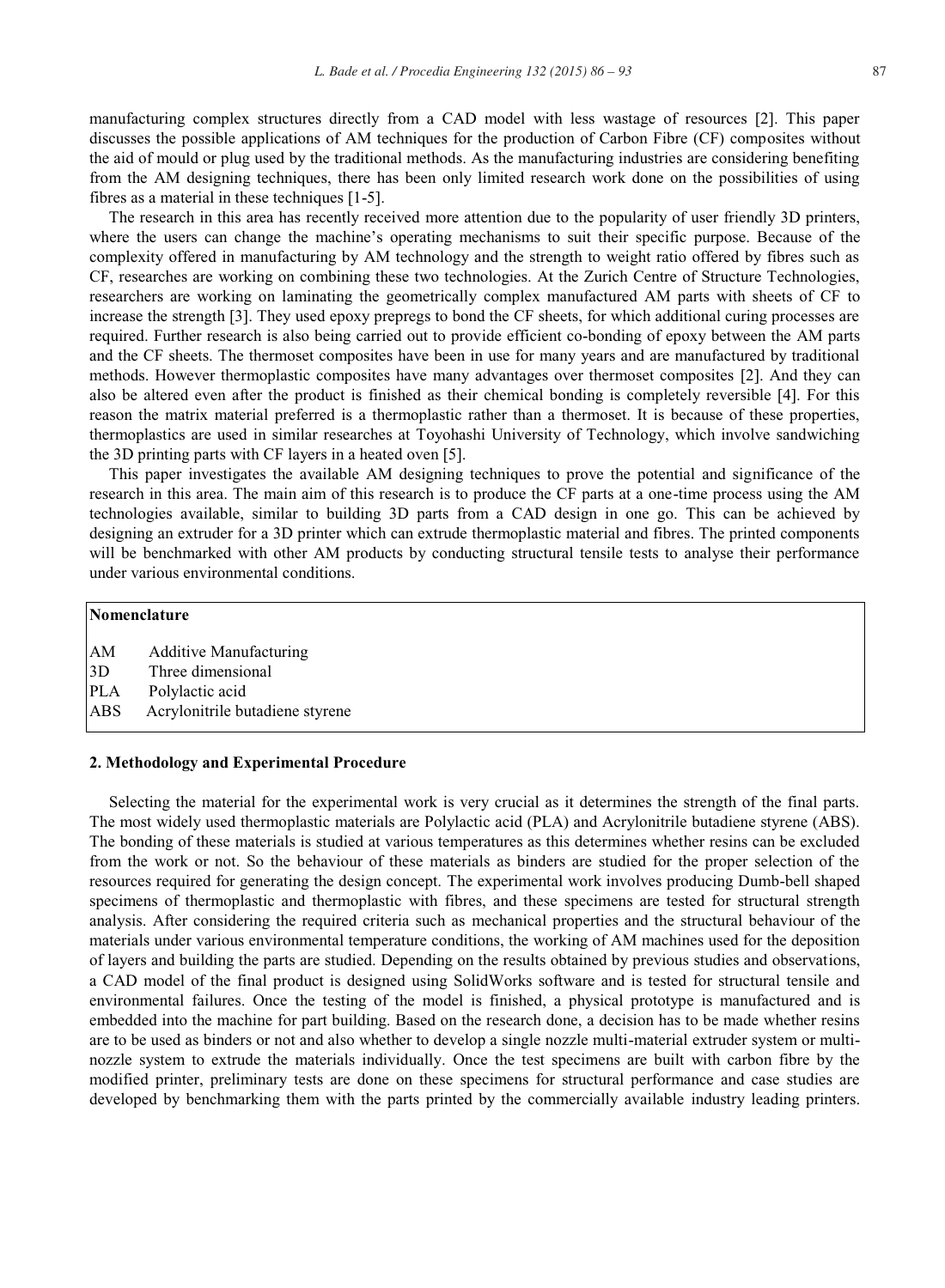manufacturing complex structures directly from a CAD model with less wastage of resources [2]. This paper discusses the possible applications of AM techniques for the production of Carbon Fibre (CF) composites without the aid of mould or plug used by the traditional methods. As the manufacturing industries are considering benefiting from the AM designing techniques, there has been only limited research work done on the possibilities of using fibres as a material in these techniques [1-5].

The research in this area has recently received more attention due to the popularity of user friendly 3D printers, where the users can change the machine's operating mechanisms to suit their specific purpose. Because of the complexity offered in manufacturing by AM technology and the strength to weight ratio offered by fibres such as CF, researches are working on combining these two technologies. At the Zurich Centre of Structure Technologies, researchers are working on laminating the geometrically complex manufactured AM parts with sheets of CF to increase the strength [3]. They used epoxy prepregs to bond the CF sheets, for which additional curing processes are required. Further research is also being carried out to provide efficient co-bonding of epoxy between the AM parts and the CF sheets. The thermoset composites have been in use for many years and are manufactured by traditional methods. However thermoplastic composites have many advantages over thermoset composites [2]. And they can also be altered even after the product is finished as their chemical bonding is completely reversible [4]. For this reason the matrix material preferred is a thermoplastic rather than a thermoset. It is because of these properties, thermoplastics are used in similar researches at Toyohashi University of Technology, which involve sandwiching the 3D printing parts with CF layers in a heated oven [5].

This paper investigates the available AM designing techniques to prove the potential and significance of the research in this area. The main aim of this research is to produce the CF parts at a one-time process using the AM technologies available, similar to building 3D parts from a CAD design in one go. This can be achieved by designing an extruder for a 3D printer which can extrude thermoplastic material and fibres. The printed components will be benchmarked with other AM products by conducting structural tensile tests to analyse their performance under various environmental conditions.

**Nomenclature**

| | |
|---|---|
| AM | Additive Manufacturing |
| 3D | Three dimensional |
| PLA | Polylactic acid |
| ABS | Acrylonitrile butadiene styrene |

## 2. Methodology and Experimental Procedure

Selecting the material for the experimental work is very crucial as it determines the strength of the final parts. The most widely used thermoplastic materials are Polylactic acid (PLA) and Acrylonitrile butadiene styrene (ABS). The bonding of these materials is studied at various temperatures as this determines whether resins can be excluded from the work or not. So the behaviour of these materials as binders are studied for the proper selection of the resources required for generating the design concept. The experimental work involves producing Dumb-bell shaped specimens of thermoplastic and thermoplastic with fibres, and these specimens are tested for structural strength analysis. After considering the required criteria such as mechanical properties and the structural behaviour of the materials under various environmental temperature conditions, the working of AM machines used for the deposition of layers and building the parts are studied. Depending on the results obtained by previous studies and observations, a CAD model of the final product is designed using SolidWorks software and is tested for structural tensile and environmental failures. Once the testing of the model is finished, a physical prototype is manufactured and is embedded into the machine for part building. Based on the research done, a decision has to be made whether resins are to be used as binders or not and also whether to develop a single nozzle multi-material extruder system or multi-nozzle system to extrude the materials individually. Once the test specimens are built with carbon fibre by the modified printer, preliminary tests are done on these specimens for structural performance and case studies are developed by benchmarking them with the parts printed by the commercially available industry leading printers.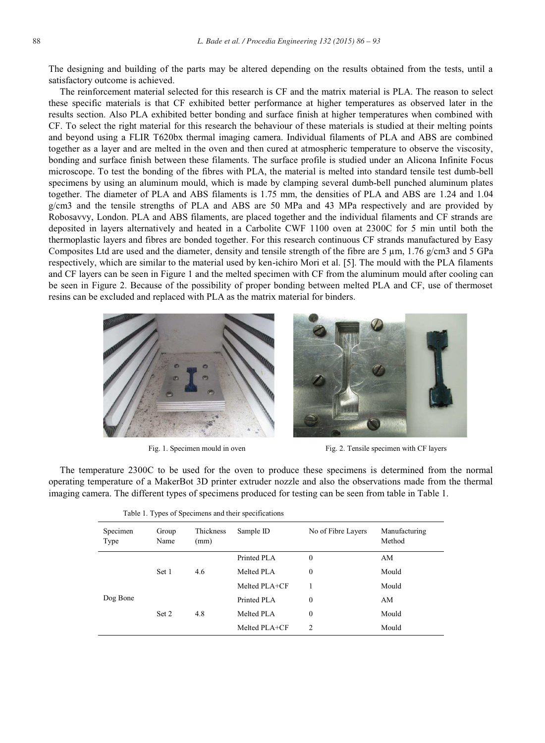The designing and building of the parts may be altered depending on the results obtained from the tests, until a satisfactory outcome is achieved.

The reinforcement material selected for this research is CF and the matrix material is PLA. The reason to select these specific materials is that CF exhibited better performance at higher temperatures as observed later in the results section. Also PLA exhibited better bonding and surface finish at higher temperatures when combined with CF. To select the right material for this research the behaviour of these materials is studied at their melting points and beyond using a FLIR T620bx thermal imaging camera. Individual filaments of PLA and ABS are combined together as a layer and are melted in the oven and then cured at atmospheric temperature to observe the viscosity, bonding and surface finish between these filaments. The surface profile is studied under an Alicona Infinite Focus microscope. To test the bonding of the fibres with PLA, the material is melted into standard tensile test dumb-bell specimens by using an aluminum mould, which is made by clamping several dumb-bell punched aluminum plates together. The diameter of PLA and ABS filaments is 1.75 mm, the densities of PLA and ABS are 1.24 and 1.04 g/cm3 and the tensile strengths of PLA and ABS are 50 MPa and 43 MPa respectively and are provided by Robosavvy, London. PLA and ABS filaments, are placed together and the individual filaments and CF strands are deposited in layers alternatively and heated in a Carbolite CWF 1100 oven at 2300C for 5 min until both the thermoplastic layers and fibres are bonded together. For this research continuous CF strands manufactured by Easy Composites Ltd are used and the diameter, density and tensile strength of the fibre are 5 µm, 1.76 g/cm3 and 5 GPa respectively, which are similar to the material used by ken-ichiro Mori et al. [5]. The mould with the PLA filaments and CF layers can be seen in Figure 1 and the melted specimen with CF from the aluminum mould after cooling can be seen in Figure 2. Because of the possibility of proper bonding between melted PLA and CF, use of thermoset resins can be excluded and replaced with PLA as the matrix material for binders.

Fig. 1. Specimen mould in oven

Fig. 2. Tensile specimen with CF layers

The temperature 2300C to be used for the oven to produce these specimens is determined from the normal operating temperature of a MakerBot 3D printer extruder nozzle and also the observations made from the thermal imaging camera. The different types of specimens produced for testing can be seen from table in Table 1.

Table 1. Types of Specimens and their specifications

| Specimen Type | Group Name | Thickness (mm) | Sample ID | No of Fibre Layers | Manufacturing Method |
|---|---|---|---|---|---|
| Dog Bone | Set 1 | 4.6 | Printed PLA | 0 | AM |
| | | | Melted PLA | 0 | Mould |
| | | | Melted PLA+CF | 1 | Mould |
| | Set 2 | 4.8 | Printed PLA | 0 | AM |
| | | | Melted PLA | 0 | Mould |
| | | | Melted PLA+CF | 2 | Mould |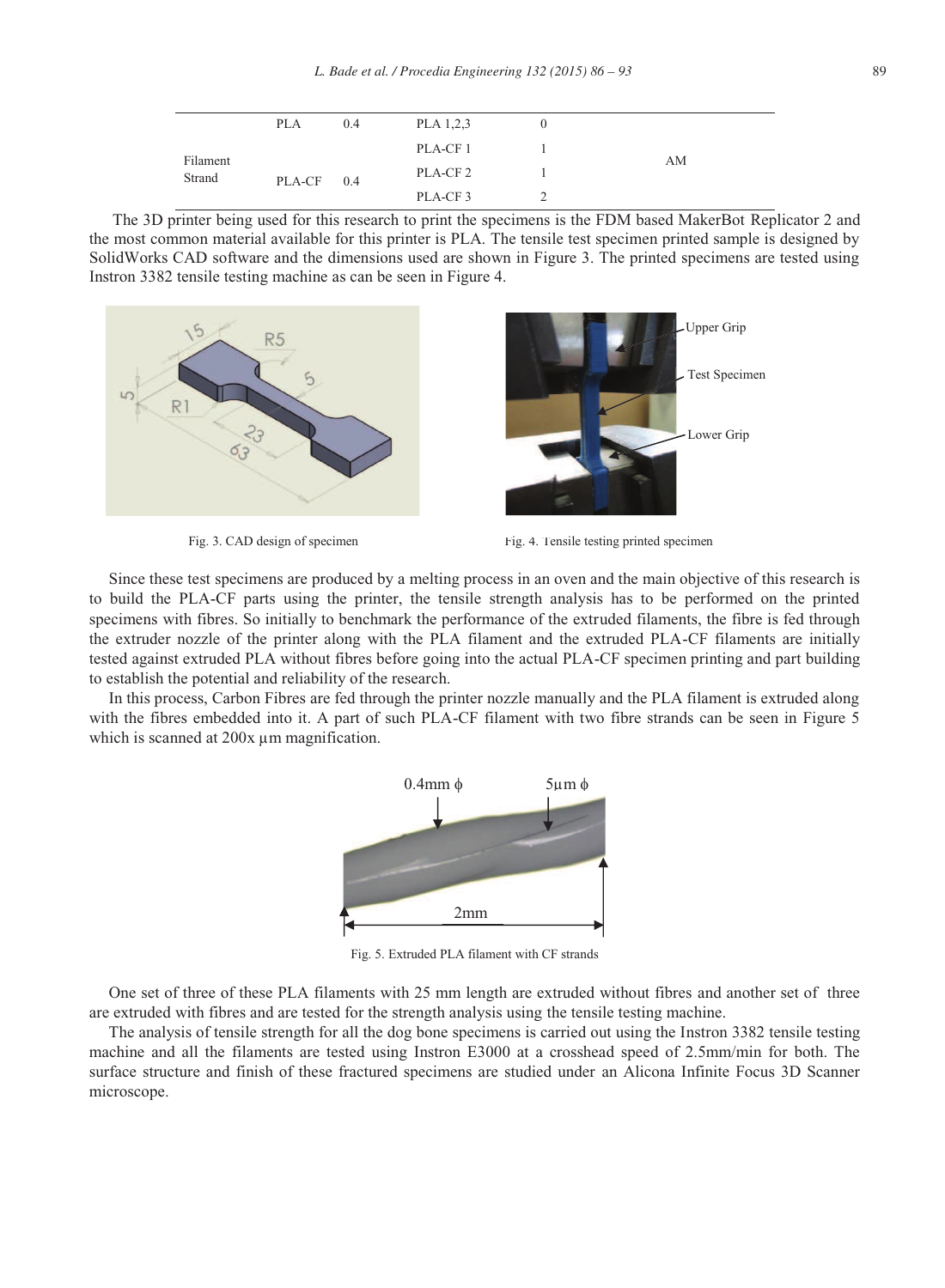| | | | | | |
|---|---|---|---|---|---|
| Filament Strand | PLA | 0.4 | PLA 1,2,3 | 0 | AM |
| | PLA-CF | 0.4 | PLA-CF 1 | 1 | |
| | | | PLA-CF 2 | 1 | |
| | | | PLA-CF 3 | 2 | |

The 3D printer being used for this research to print the specimens is the FDM based MakerBot Replicator 2 and the most common material available for this printer is PLA. The tensile test specimen printed sample is designed by SolidWorks CAD software and the dimensions used are shown in Figure 3. The printed specimens are tested using Instron 3382 tensile testing machine as can be seen in Figure 4.

Fig. 3. CAD design of specimen

Fig. 4. Tensile testing printed specimen

Since these test specimens are produced by a melting process in an oven and the main objective of this research is to build the PLA-CF parts using the printer, the tensile strength analysis has to be performed on the printed specimens with fibres. So initially to benchmark the performance of the extruded filaments, the fibre is fed through the extruder nozzle of the printer along with the PLA filament and the extruded PLA-CF filaments are initially tested against extruded PLA without fibres before going into the actual PLA-CF specimen printing and part building to establish the potential and reliability of the research.

In this process, Carbon Fibres are fed through the printer nozzle manually and the PLA filament is extruded along with the fibres embedded into it. A part of such PLA-CF filament with two fibre strands can be seen in Figure 5 which is scanned at 200x µm magnification.

Fig. 5. Extruded PLA filament with CF strands

One set of three of these PLA filaments with 25 mm length are extruded without fibres and another set of three are extruded with fibres and are tested for the strength analysis using the tensile testing machine.

The analysis of tensile strength for all the dog bone specimens is carried out using the Instron 3382 tensile testing machine and all the filaments are tested using Instron E3000 at a crosshead speed of 2.5mm/min for both. The surface structure and finish of these fractured specimens are studied under an Alicona Infinite Focus 3D Scanner microscope.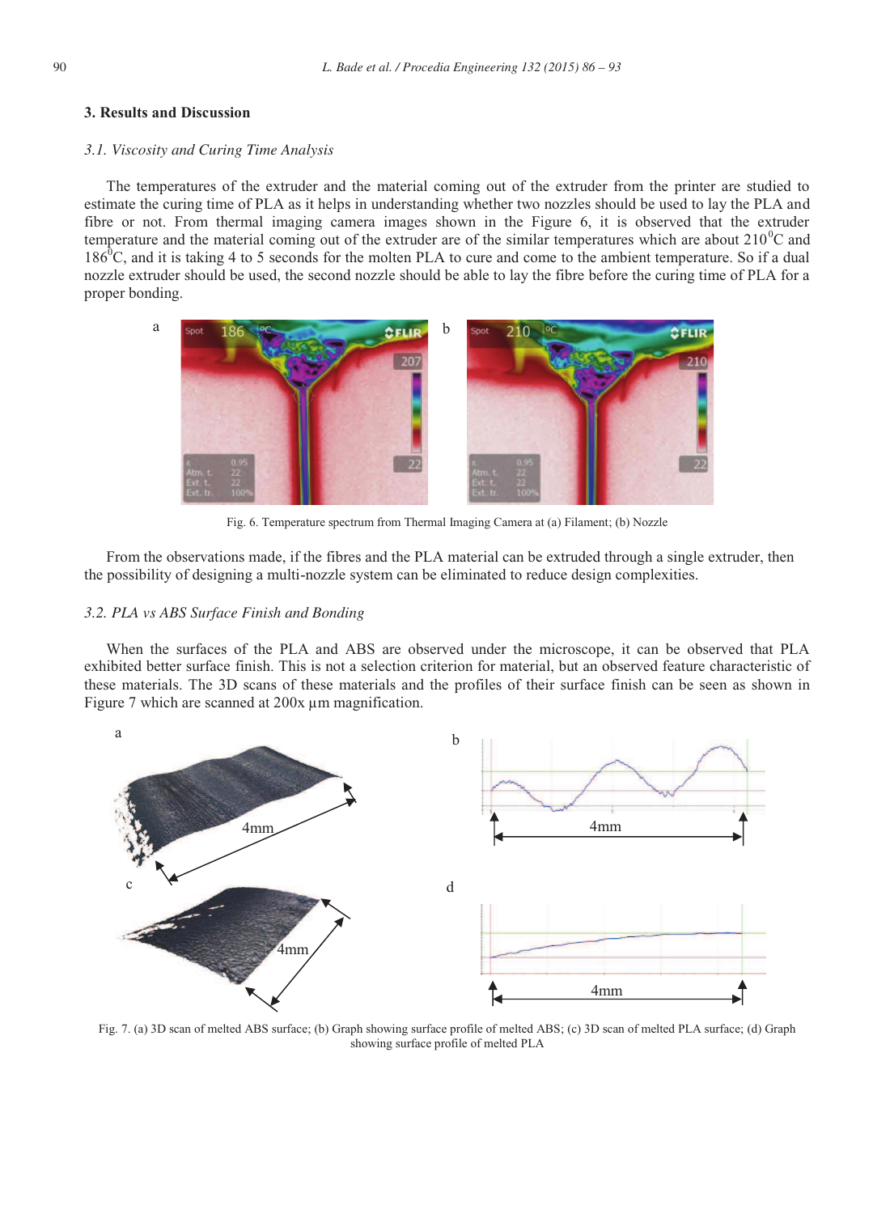## 3. Results and Discussion

### *3.1. Viscosity and Curing Time Analysis*

The temperatures of the extruder and the material coming out of the extruder from the printer are studied to estimate the curing time of PLA as it helps in understanding whether two nozzles should be used to lay the PLA and fibre or not. From thermal imaging camera images shown in the Figure 6, it is observed that the extruder temperature and the material coming out of the extruder are of the similar temperatures which are about $210^0$C and $186^0$C, and it is taking 4 to 5 seconds for the molten PLA to cure and come to the ambient temperature. So if a dual nozzle extruder should be used, the second nozzle should be able to lay the fibre before the curing time of PLA for a proper bonding.

Fig. 6. Temperature spectrum from Thermal Imaging Camera at (a) Filament; (b) Nozzle

From the observations made, if the fibres and the PLA material can be extruded through a single extruder, then the possibility of designing a multi-nozzle system can be eliminated to reduce design complexities.

### *3.2. PLA vs ABS Surface Finish and Bonding*

When the surfaces of the PLA and ABS are observed under the microscope, it can be observed that PLA exhibited better surface finish. This is not a selection criterion for material, but an observed feature characteristic of these materials. The 3D scans of these materials and the profiles of their surface finish can be seen as shown in Figure 7 which are scanned at 200x µm magnification.

Fig. 7. (a) 3D scan of melted ABS surface; (b) Graph showing surface profile of melted ABS; (c) 3D scan of melted PLA surface; (d) Graph showing surface profile of melted PLA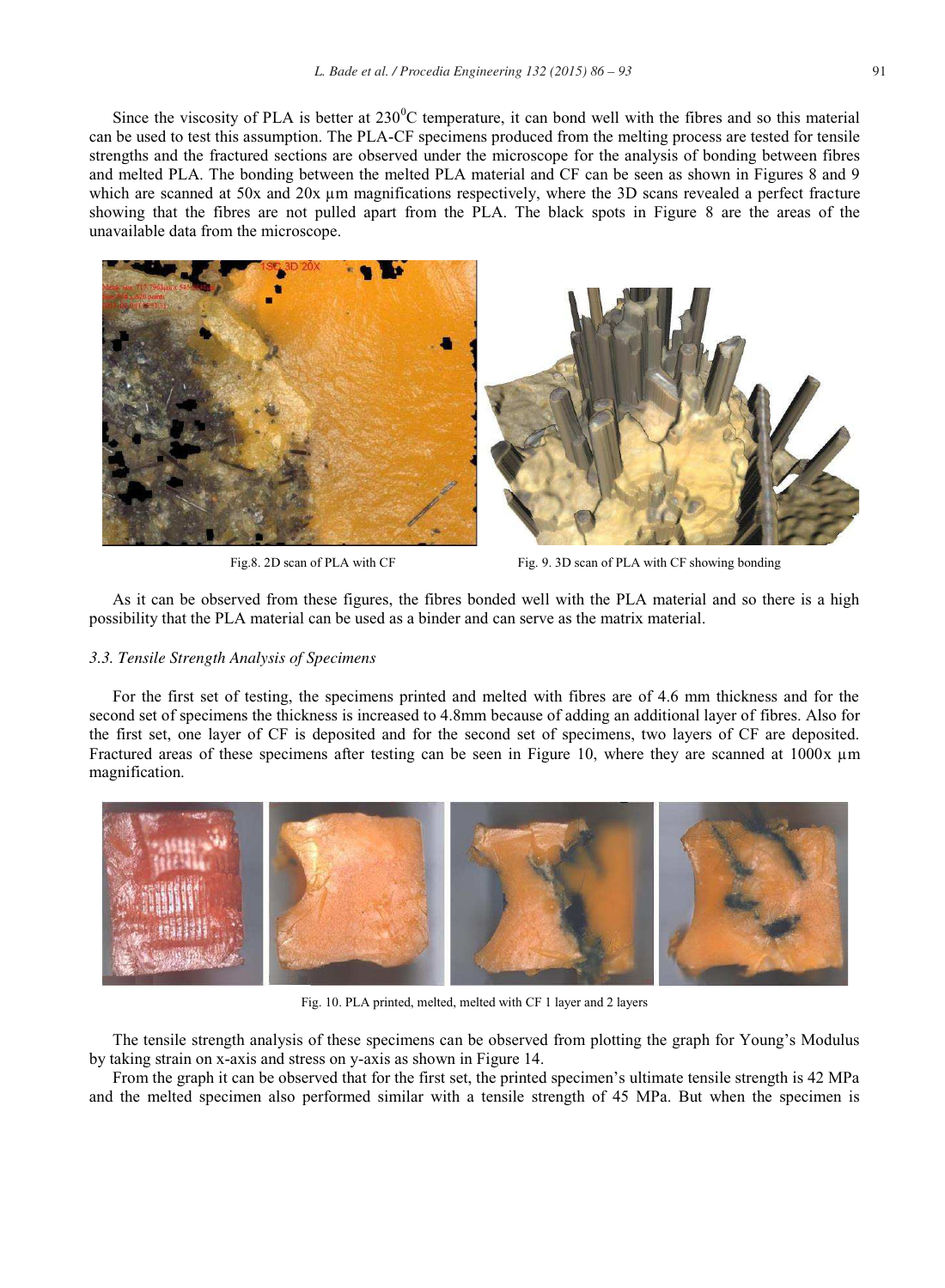Since the viscosity of PLA is better at $230^0$C temperature, it can bond well with the fibres and so this material can be used to test this assumption. The PLA-CF specimens produced from the melting process are tested for tensile strengths and the fractured sections are observed under the microscope for the analysis of bonding between fibres and melted PLA. The bonding between the melted PLA material and CF can be seen as shown in Figures 8 and 9 which are scanned at 50x and 20x µm magnifications respectively, where the 3D scans revealed a perfect fracture showing that the fibres are not pulled apart from the PLA. The black spots in Figure 8 are the areas of the unavailable data from the microscope.

Fig.8. 2D scan of PLA with CF

Fig. 9. 3D scan of PLA with CF showing bonding

As it can be observed from these figures, the fibres bonded well with the PLA material and so there is a high possibility that the PLA material can be used as a binder and can serve as the matrix material.

### 3.3. Tensile Strength Analysis of Specimens

For the first set of testing, the specimens printed and melted with fibres are of 4.6 mm thickness and for the second set of specimens the thickness is increased to 4.8mm because of adding an additional layer of fibres. Also for the first set, one layer of CF is deposited and for the second set of specimens, two layers of CF are deposited. Fractured areas of these specimens after testing can be seen in Figure 10, where they are scanned at 1000x µm magnification.

Fig. 10. PLA printed, melted, melted with CF 1 layer and 2 layers

The tensile strength analysis of these specimens can be observed from plotting the graph for Young's Modulus by taking strain on x-axis and stress on y-axis as shown in Figure 14.

From the graph it can be observed that for the first set, the printed specimen's ultimate tensile strength is 42 MPa and the melted specimen also performed similar with a tensile strength of 45 MPa. But when the specimen is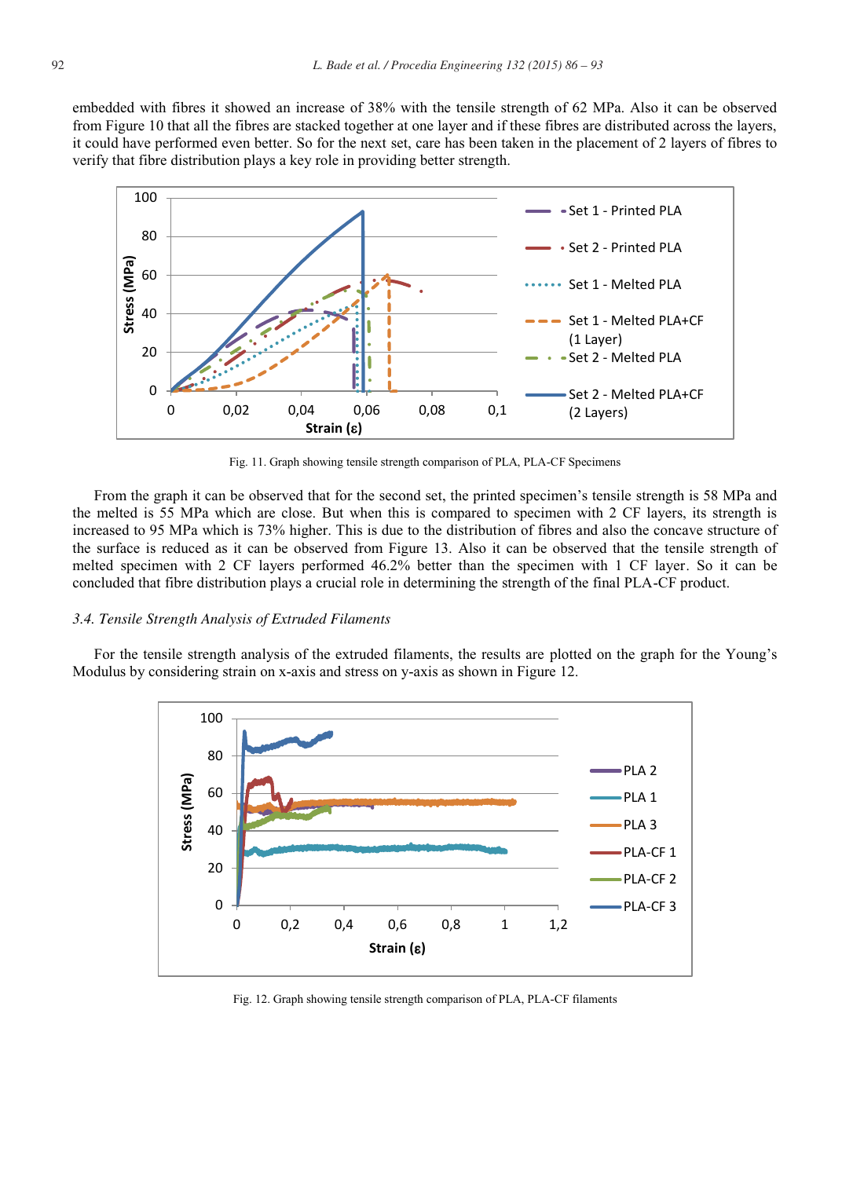embedded with fibres it showed an increase of 38% with the tensile strength of 62 MPa. Also it can be observed from Figure 10 that all the fibres are stacked together at one layer and if these fibres are distributed across the layers, it could have performed even better. So for the next set, care has been taken in the placement of 2 layers of fibres to verify that fibre distribution plays a key role in providing better strength.

Fig. 11. Graph showing tensile strength comparison of PLA, PLA-CF Specimens

From the graph it can be observed that for the second set, the printed specimen's tensile strength is 58 MPa and the melted is 55 MPa which are close. But when this is compared to specimen with 2 CF layers, its strength is increased to 95 MPa which is 73% higher. This is due to the distribution of fibres and also the concave structure of the surface is reduced as it can be observed from Figure 13. Also it can be observed that the tensile strength of melted specimen with 2 CF layers performed 46.2% better than the specimen with 1 CF layer. So it can be concluded that fibre distribution plays a crucial role in determining the strength of the final PLA-CF product.

### *3.4. Tensile Strength Analysis of Extruded Filaments*

For the tensile strength analysis of the extruded filaments, the results are plotted on the graph for the Young's Modulus by considering strain on x-axis and stress on y-axis as shown in Figure 12.

Fig. 12. Graph showing tensile strength comparison of PLA, PLA-CF filaments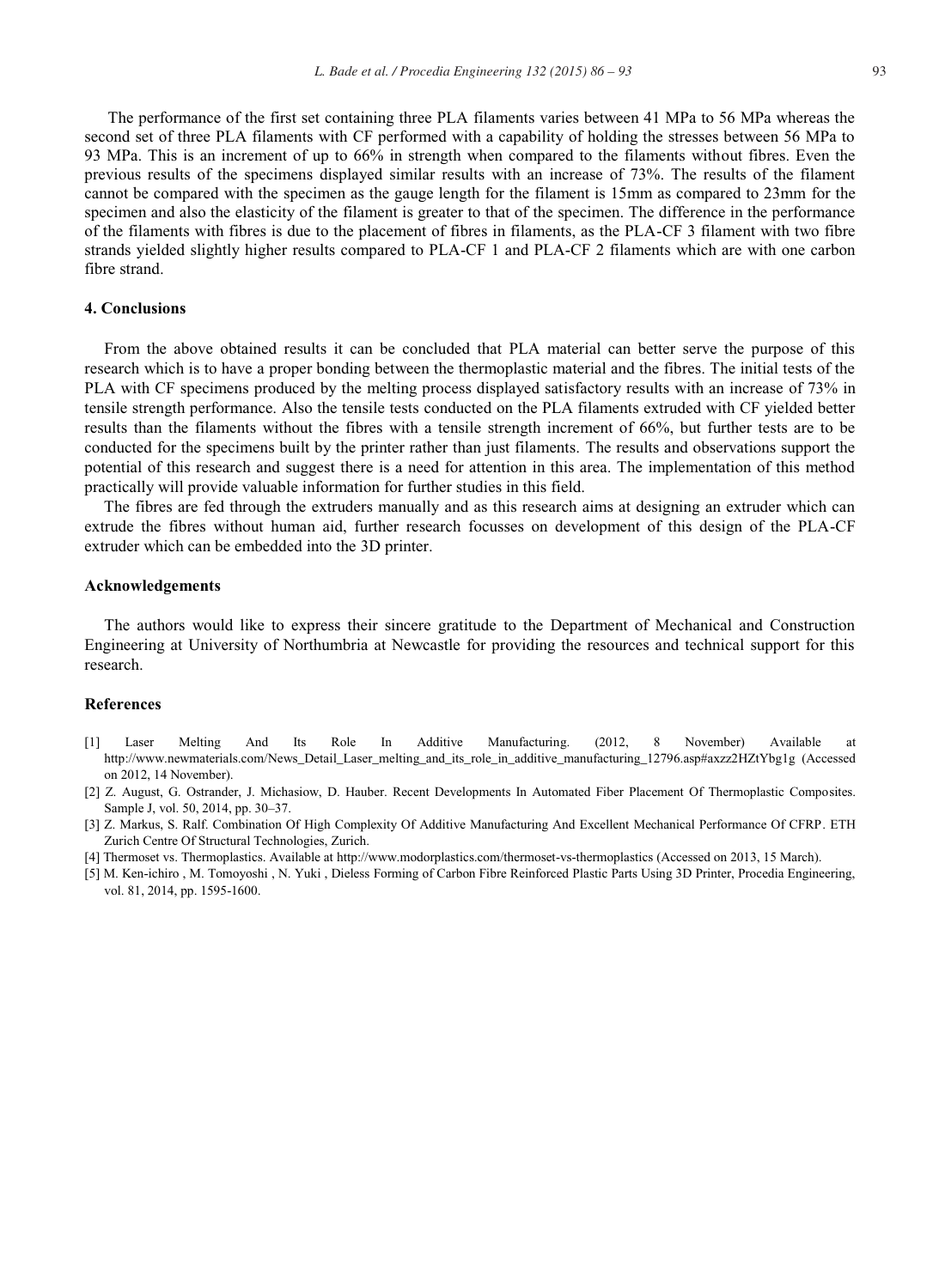The performance of the first set containing three PLA filaments varies between 41 MPa to 56 MPa whereas the second set of three PLA filaments with CF performed with a capability of holding the stresses between 56 MPa to 93 MPa. This is an increment of up to 66% in strength when compared to the filaments without fibres. Even the previous results of the specimens displayed similar results with an increase of 73%. The results of the filament cannot be compared with the specimen as the gauge length for the filament is 15mm as compared to 23mm for the specimen and also the elasticity of the filament is greater to that of the specimen. The difference in the performance of the filaments with fibres is due to the placement of fibres in filaments, as the PLA-CF 3 filament with two fibre strands yielded slightly higher results compared to PLA-CF 1 and PLA-CF 2 filaments which are with one carbon fibre strand.

## 4. Conclusions

From the above obtained results it can be concluded that PLA material can better serve the purpose of this research which is to have a proper bonding between the thermoplastic material and the fibres. The initial tests of the PLA with CF specimens produced by the melting process displayed satisfactory results with an increase of 73% in tensile strength performance. Also the tensile tests conducted on the PLA filaments extruded with CF yielded better results than the filaments without the fibres with a tensile strength increment of 66%, but further tests are to be conducted for the specimens built by the printer rather than just filaments. The results and observations support the potential of this research and suggest there is a need for attention in this area. The implementation of this method practically will provide valuable information for further studies in this field.

The fibres are fed through the extruders manually and as this research aims at designing an extruder which can extrude the fibres without human aid, further research focusses on development of this design of the PLA-CF extruder which can be embedded into the 3D printer.

## Acknowledgements

The authors would like to express their sincere gratitude to the Department of Mechanical and Construction Engineering at University of Northumbria at Newcastle for providing the resources and technical support for this research.

## References

[1] Laser Melting And Its Role In Additive Manufacturing. (2012, 8 November) Available at http://www.newmaterials.com/News_Detail_Laser_melting_and_its_role_in_additive_manufacturing_12796.asp#axzz2HZtYbg1g (Accessed on 2012, 14 November).

[2] Z. August, G. Ostrander, J. Michasiow, D. Hauber. Recent Developments In Automated Fiber Placement Of Thermoplastic Composites. Sample J, vol. 50, 2014, pp. 30–37.

[3] Z. Markus, S. Ralf. Combination Of High Complexity Of Additive Manufacturing And Excellent Mechanical Performance Of CFRP. ETH Zurich Centre Of Structural Technologies, Zurich.

[4] Thermoset vs. Thermoplastics. Available at http://www.modorplastics.com/thermoset-vs-thermoplastics (Accessed on 2013, 15 March).

[5] M. Ken-ichiro , M. Tomoyoshi , N. Yuki , Dieless Forming of Carbon Fibre Reinforced Plastic Parts Using 3D Printer, Procedia Engineering, vol. 81, 2014, pp. 1595-1600.